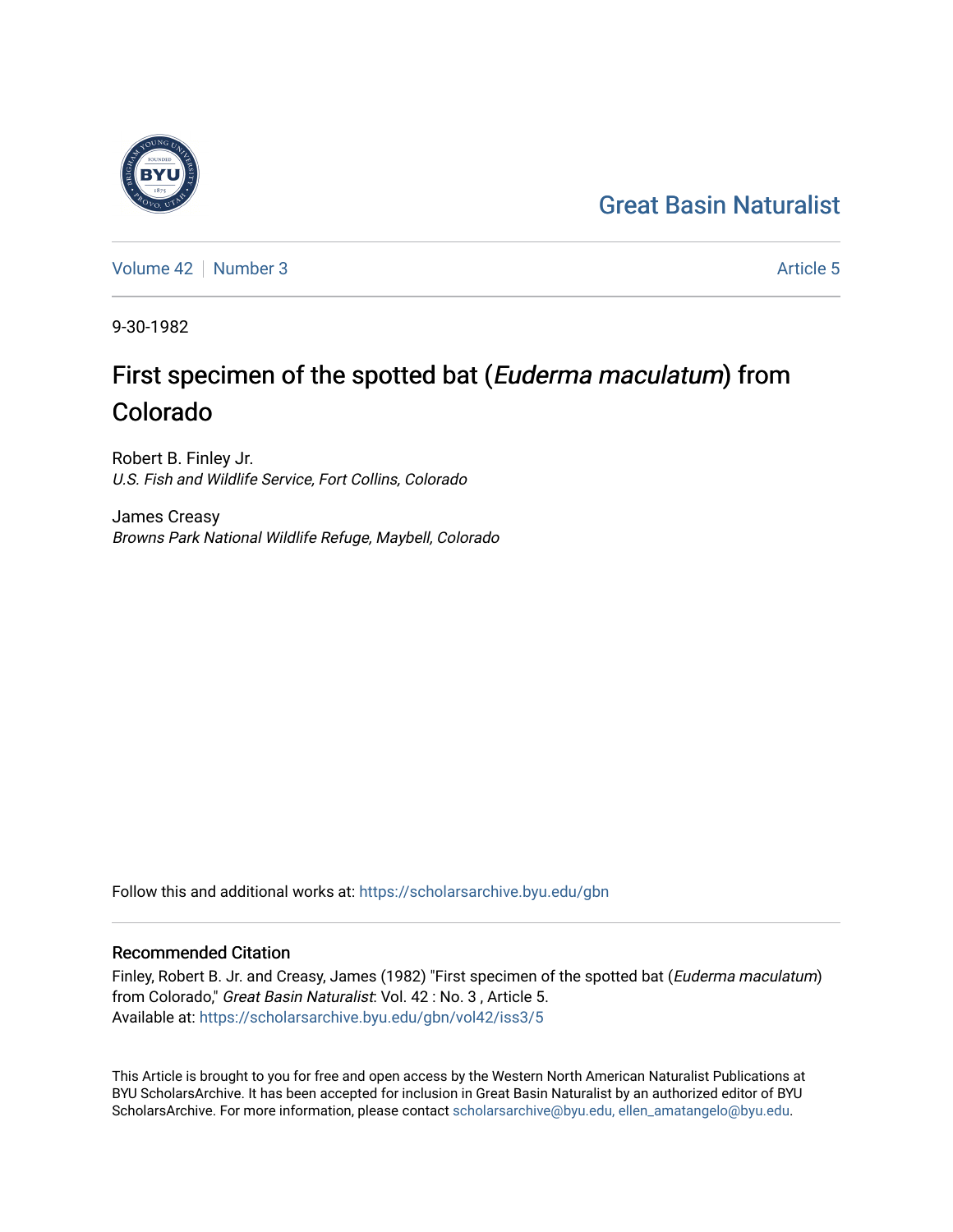Great Basin Naturalist

Volume 42 | Number 3

Article 5

9-30-1982

# First specimen of the spotted bat (*Euderma maculatum*) from Colorado

Robert B. Finley Jr.
*U.S. Fish and Wildlife Service, Fort Collins, Colorado*

James Creasy
*Browns Park National Wildlife Refuge, Maybell, Colorado*

Follow this and additional works at: https://scholarsarchive.byu.edu/gbn

## Recommended Citation

Finley, Robert B. Jr. and Creasy, James (1982) "First specimen of the spotted bat (*Euderma maculatum*) from Colorado," *Great Basin Naturalist*: Vol. 42 : No. 3 , Article 5.
Available at: https://scholarsarchive.byu.edu/gbn/vol42/iss3/5

This Article is brought to you for free and open access by the Western North American Naturalist Publications at BYU ScholarsArchive. It has been accepted for inclusion in Great Basin Naturalist by an authorized editor of BYU ScholarsArchive. For more information, please contact scholarsarchive@byu.edu, ellen_amatangelo@byu.edu.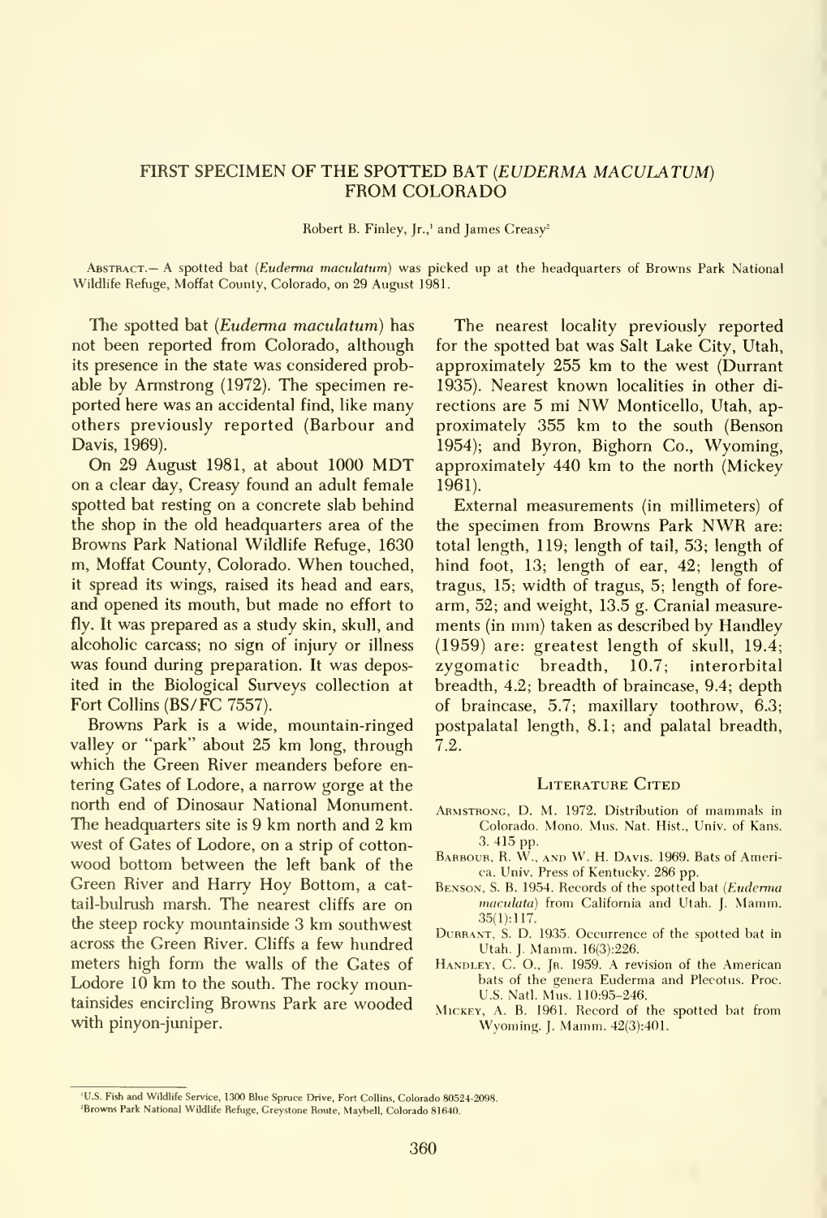# FIRST SPECIMEN OF THE SPOTTED BAT (*EUDERMA MACULATUM*) FROM COLORADO

Robert B. Finley, Jr.,[1] and James Creasy[2]

Abstract.— A spotted bat (*Euderma maculatum*) was picked up at the headquarters of Browns Park National Wildlife Refuge, Moffat County, Colorado, on 29 August 1981.

The spotted bat (*Euderma maculatum*) has not been reported from Colorado, although its presence in the state was considered probable by Armstrong (1972). The specimen reported here was an accidental find, like many others previously reported (Barbour and Davis, 1969).

On 29 August 1981, at about 1000 MDT on a clear day, Creasy found an adult female spotted bat resting on a concrete slab behind the shop in the old headquarters area of the Browns Park National Wildlife Refuge, 1630 m, Moffat County, Colorado. When touched, it spread its wings, raised its head and ears, and opened its mouth, but made no effort to fly. It was prepared as a study skin, skull, and alcoholic carcass; no sign of injury or illness was found during preparation. It was deposited in the Biological Surveys collection at Fort Collins (BS/FC 7557).

Browns Park is a wide, mountain-ringed valley or "park" about 25 km long, through which the Green River meanders before entering Gates of Lodore, a narrow gorge at the north end of Dinosaur National Monument. The headquarters site is 9 km north and 2 km west of Gates of Lodore, on a strip of cottonwood bottom between the left bank of the Green River and Harry Hoy Bottom, a cattail-bulrush marsh. The nearest cliffs are on the steep rocky mountainside 3 km southwest across the Green River. Cliffs a few hundred meters high form the walls of the Gates of Lodore 10 km to the south. The rocky mountainsides encircling Browns Park are wooded with pinyon-juniper.

The nearest locality previously reported for the spotted bat was Salt Lake City, Utah, approximately 255 km to the west (Durrant 1935). Nearest known localities in other directions are 5 mi NW Monticello, Utah, approximately 355 km to the south (Benson 1954); and Byron, Bighorn Co., Wyoming, approximately 440 km to the north (Mickey 1961).

External measurements (in millimeters) of the specimen from Browns Park NWR are: total length, 119; length of tail, 53; length of hind foot, 13; length of ear, 42; length of tragus, 15; width of tragus, 5; length of forearm, 52; and weight, 13.5 g. Cranial measurements (in mm) taken as described by Handley (1959) are: greatest length of skull, 19.4; zygomatic breadth, 10.7; interorbital breadth, 4.2; breadth of braincase, 9.4; depth of braincase, 5.7; maxillary toothrow, 6.3; postpalatal length, 8.1; and palatal breadth, 7.2.

## Literature Cited

Armstrong, D. M. 1972. Distribution of mammals in Colorado. Mono. Mus. Nat. Hist., Univ. of Kans. 3. 415 pp.

Barbour, R. W., and W. H. Davis. 1969. Bats of America. Univ. Press of Kentucky. 286 pp.

Benson, S. B. 1954. Records of the spotted bat (*Euderma maculata*) from California and Utah. J. Mamm. 35(1):117.

Durrant, S. D. 1935. Occurrence of the spotted bat in Utah. J. Mamm. 16(3):226.

Handley, C. O., Jr. 1959. A revision of the American bats of the genera Euderma and Plecotus. Proc. U.S. Natl. Mus. 110:95–246.

Mickey, A. B. 1961. Record of the spotted bat from Wyoming. J. Mamm. 42(3):401.

[1]U.S. Fish and Wildlife Service, 1300 Blue Spruce Drive, Fort Collins, Colorado 80524-2098.

[2]Browns Park National Wildlife Refuge, Greystone Route, Maybell, Colorado 81640.